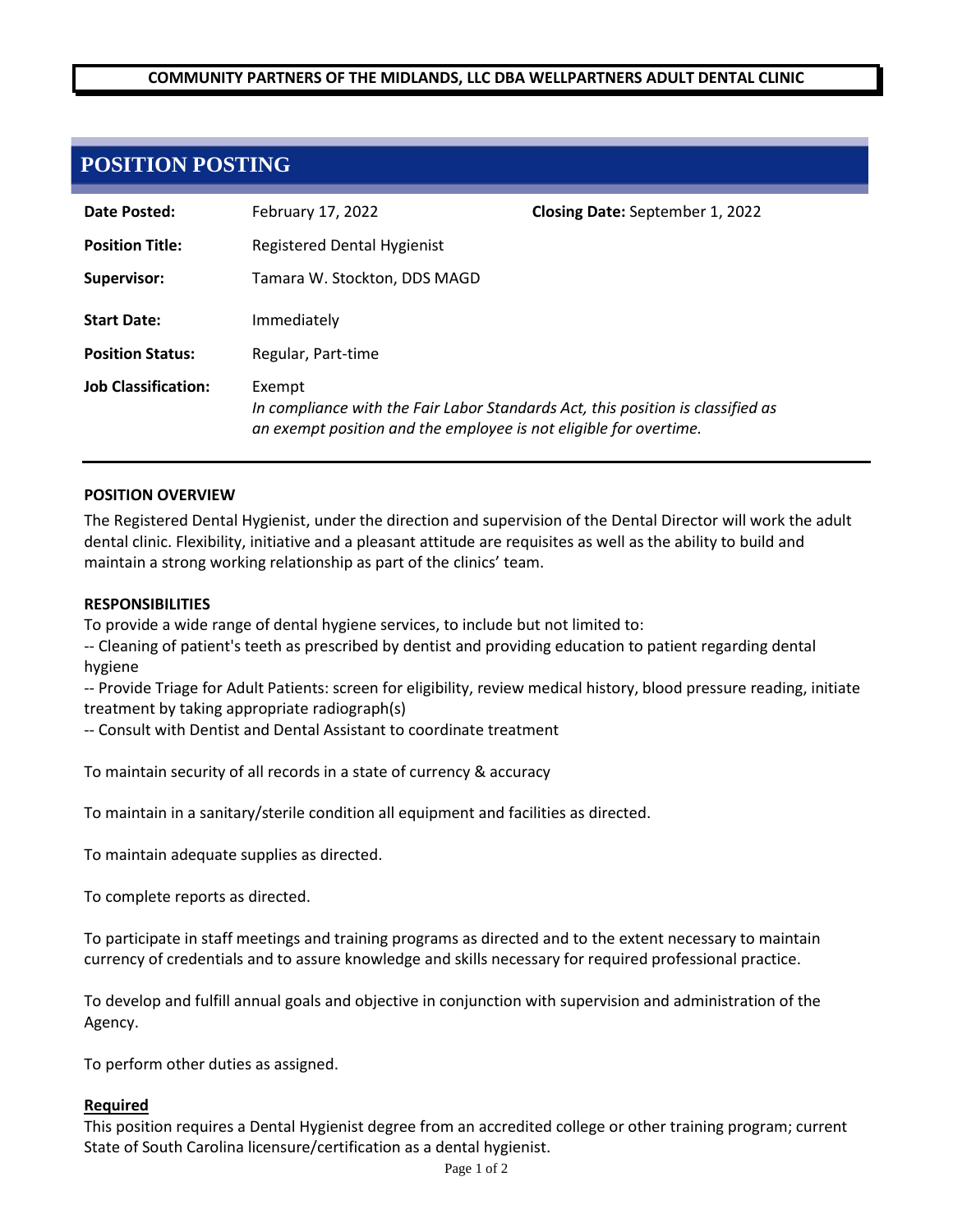**COMMUNITY PARTNERS OF THE MIDLANDS, LLC DBA WELLPARTNERS ADULT DENTAL CLINIC**

# POSITION POSTING

| | | |
|---|---|---|
| **Date Posted:** | February 17, 2022 | **Closing Date:** September 1, 2022 |
| **Position Title:** | Registered Dental Hygienist | |
| **Supervisor:** | Tamara W. Stockton, DDS MAGD | |
| **Start Date:** | Immediately | |
| **Position Status:** | Regular, Part-time | |
| **Job Classification:** | Exempt<br>*In compliance with the Fair Labor Standards Act, this position is classified as an exempt position and the employee is not eligible for overtime.* | |

**POSITION OVERVIEW**

The Registered Dental Hygienist, under the direction and supervision of the Dental Director will work the adult dental clinic. Flexibility, initiative and a pleasant attitude are requisites as well as the ability to build and maintain a strong working relationship as part of the clinics' team.

**RESPONSIBILITIES**

To provide a wide range of dental hygiene services, to include but not limited to:
-- Cleaning of patient's teeth as prescribed by dentist and providing education to patient regarding dental hygiene
-- Provide Triage for Adult Patients: screen for eligibility, review medical history, blood pressure reading, initiate treatment by taking appropriate radiograph(s)
-- Consult with Dentist and Dental Assistant to coordinate treatment

To maintain security of all records in a state of currency & accuracy

To maintain in a sanitary/sterile condition all equipment and facilities as directed.

To maintain adequate supplies as directed.

To complete reports as directed.

To participate in staff meetings and training programs as directed and to the extent necessary to maintain currency of credentials and to assure knowledge and skills necessary for required professional practice.

To develop and fulfill annual goals and objective in conjunction with supervision and administration of the Agency.

To perform other duties as assigned.

**Required**

This position requires a Dental Hygienist degree from an accredited college or other training program; current State of South Carolina licensure/certification as a dental hygienist.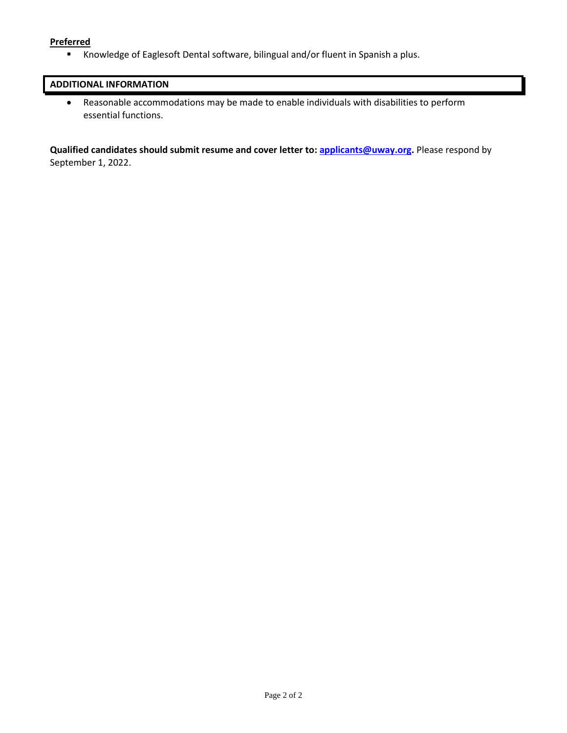**Preferred**

- Knowledge of Eaglesoft Dental software, bilingual and/or fluent in Spanish a plus.

## ADDITIONAL INFORMATION

- Reasonable accommodations may be made to enable individuals with disabilities to perform essential functions.

**Qualified candidates should submit resume and cover letter to: applicants@uway.org.** Please respond by September 1, 2022.